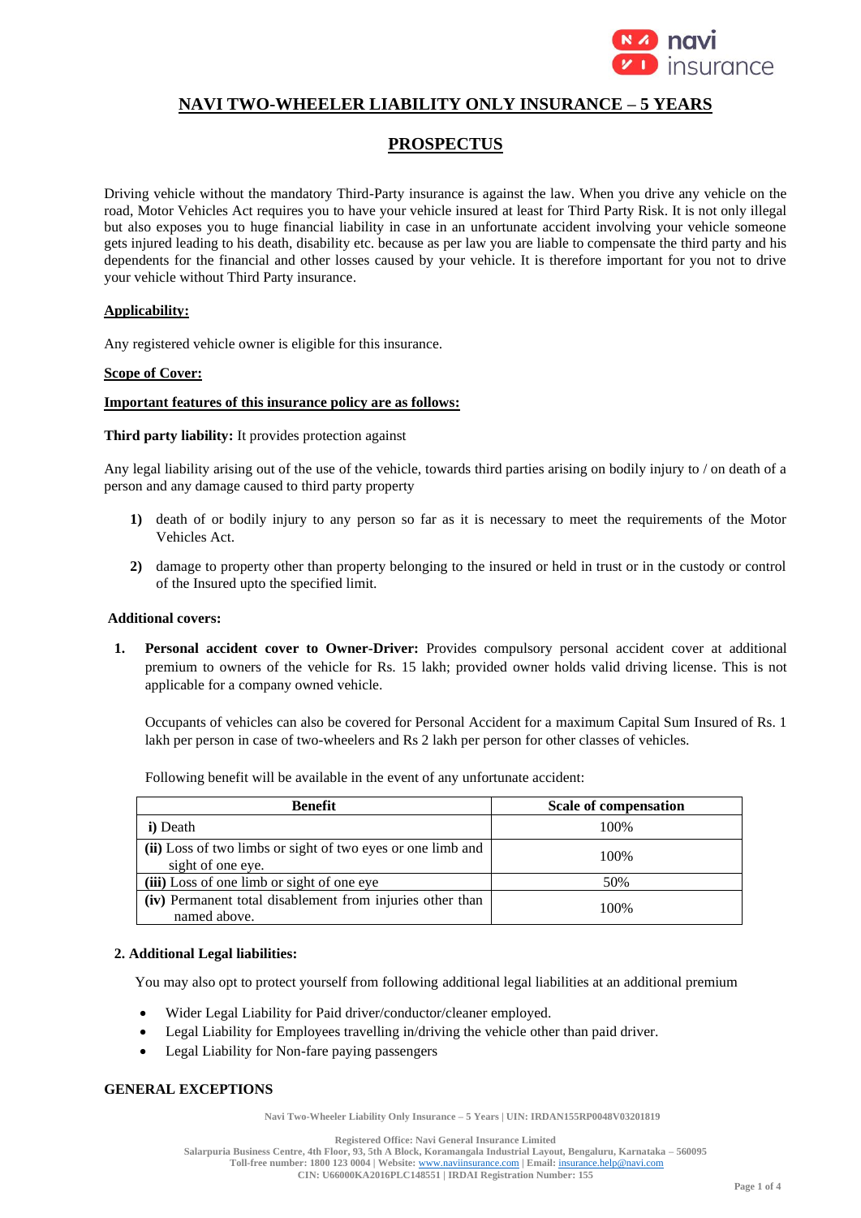# NAVI TWO-WHEELER LIABILITY ONLY INSURANCE – 5 YEARS

## PROSPECTUS

Driving vehicle without the mandatory Third-Party insurance is against the law. When you drive any vehicle on the road, Motor Vehicles Act requires you to have your vehicle insured at least for Third Party Risk. It is not only illegal but also exposes you to huge financial liability in case in an unfortunate accident involving your vehicle someone gets injured leading to his death, disability etc. because as per law you are liable to compensate the third party and his dependents for the financial and other losses caused by your vehicle. It is therefore important for you not to drive your vehicle without Third Party insurance.

**Applicability:**

Any registered vehicle owner is eligible for this insurance.

**Scope of Cover:**

**Important features of this insurance policy are as follows:**

**Third party liability:** It provides protection against

Any legal liability arising out of the use of the vehicle, towards third parties arising on bodily injury to / on death of a person and any damage caused to third party property

1) death of or bodily injury to any person so far as it is necessary to meet the requirements of the Motor Vehicles Act.
2) damage to property other than property belonging to the insured or held in trust or in the custody or control of the Insured upto the specified limit.

**Additional covers:**

1. **Personal accident cover to Owner-Driver:** Provides compulsory personal accident cover at additional premium to owners of the vehicle for Rs. 15 lakh; provided owner holds valid driving license. This is not applicable for a company owned vehicle.

   Occupants of vehicles can also be covered for Personal Accident for a maximum Capital Sum Insured of Rs. 1 lakh per person in case of two-wheelers and Rs 2 lakh per person for other classes of vehicles.

   Following benefit will be available in the event of any unfortunate accident:

| Benefit | Scale of compensation |
|---|---|
| **i)** Death | 100% |
| **(ii)** Loss of two limbs or sight of two eyes or one limb and sight of one eye. | 100% |
| **(iii)** Loss of one limb or sight of one eye | 50% |
| **(iv)** Permanent total disablement from injuries other than named above. | 100% |

**2. Additional Legal liabilities:**

You may also opt to protect yourself from following additional legal liabilities at an additional premium

- Wider Legal Liability for Paid driver/conductor/cleaner employed.
- Legal Liability for Employees travelling in/driving the vehicle other than paid driver.
- Legal Liability for Non-fare paying passengers

**GENERAL EXCEPTIONS**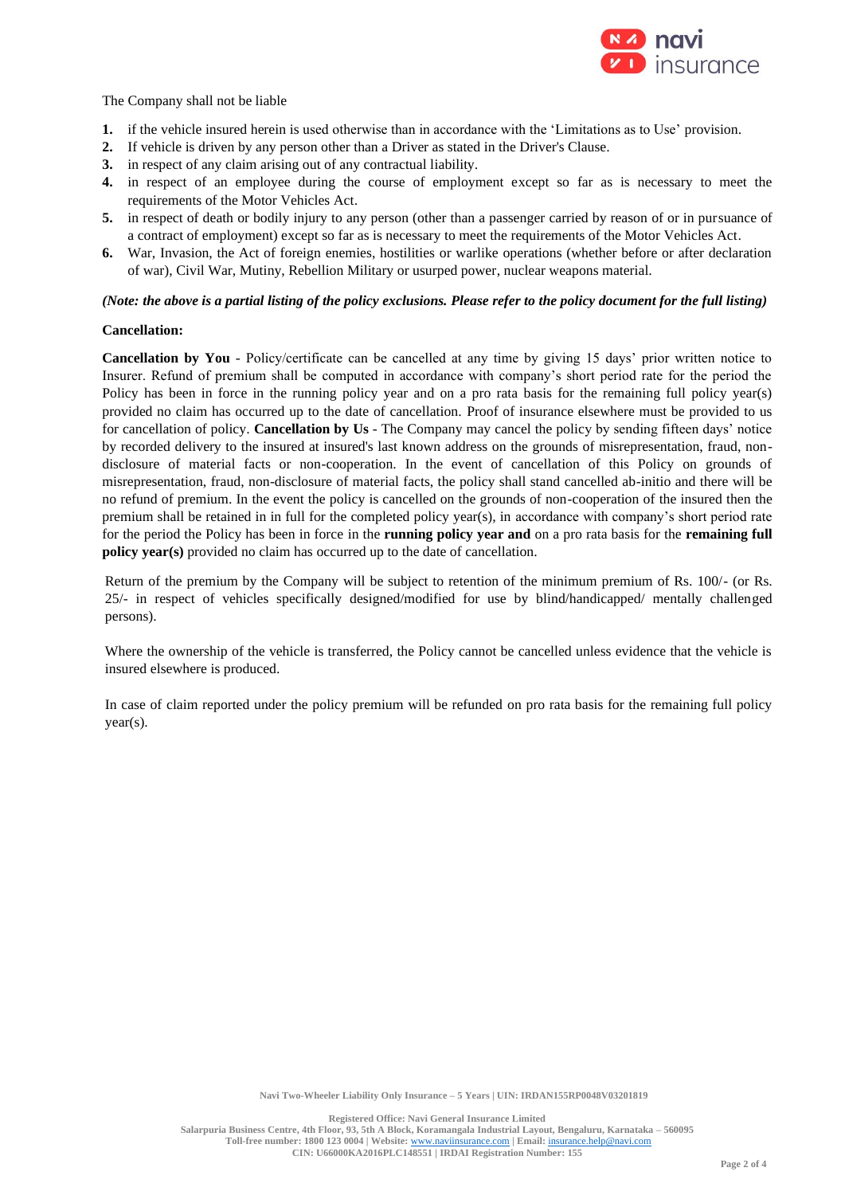The Company shall not be liable

1. if the vehicle insured herein is used otherwise than in accordance with the 'Limitations as to Use' provision.
2. If vehicle is driven by any person other than a Driver as stated in the Driver's Clause.
3. in respect of any claim arising out of any contractual liability.
4. in respect of an employee during the course of employment except so far as is necessary to meet the requirements of the Motor Vehicles Act.
5. in respect of death or bodily injury to any person (other than a passenger carried by reason of or in pursuance of a contract of employment) except so far as is necessary to meet the requirements of the Motor Vehicles Act.
6. War, Invasion, the Act of foreign enemies, hostilities or warlike operations (whether before or after declaration of war), Civil War, Mutiny, Rebellion Military or usurped power, nuclear weapons material.

***(Note: the above is a partial listing of the policy exclusions. Please refer to the policy document for the full listing)***

**Cancellation:**

**Cancellation by You** - Policy/certificate can be cancelled at any time by giving 15 days' prior written notice to Insurer. Refund of premium shall be computed in accordance with company's short period rate for the period the Policy has been in force in the running policy year and on a pro rata basis for the remaining full policy year(s) provided no claim has occurred up to the date of cancellation. Proof of insurance elsewhere must be provided to us for cancellation of policy. **Cancellation by Us** - The Company may cancel the policy by sending fifteen days' notice by recorded delivery to the insured at insured's last known address on the grounds of misrepresentation, fraud, non-disclosure of material facts or non-cooperation. In the event of cancellation of this Policy on grounds of misrepresentation, fraud, non-disclosure of material facts, the policy shall stand cancelled ab-initio and there will be no refund of premium. In the event the policy is cancelled on the grounds of non-cooperation of the insured then the premium shall be retained in in full for the completed policy year(s), in accordance with company's short period rate for the period the Policy has been in force in the **running policy year and** on a pro rata basis for the **remaining full policy year(s)** provided no claim has occurred up to the date of cancellation.

Return of the premium by the Company will be subject to retention of the minimum premium of Rs. 100/- (or Rs. 25/- in respect of vehicles specifically designed/modified for use by blind/handicapped/ mentally challenged persons).

Where the ownership of the vehicle is transferred, the Policy cannot be cancelled unless evidence that the vehicle is insured elsewhere is produced.

In case of claim reported under the policy premium will be refunded on pro rata basis for the remaining full policy year(s).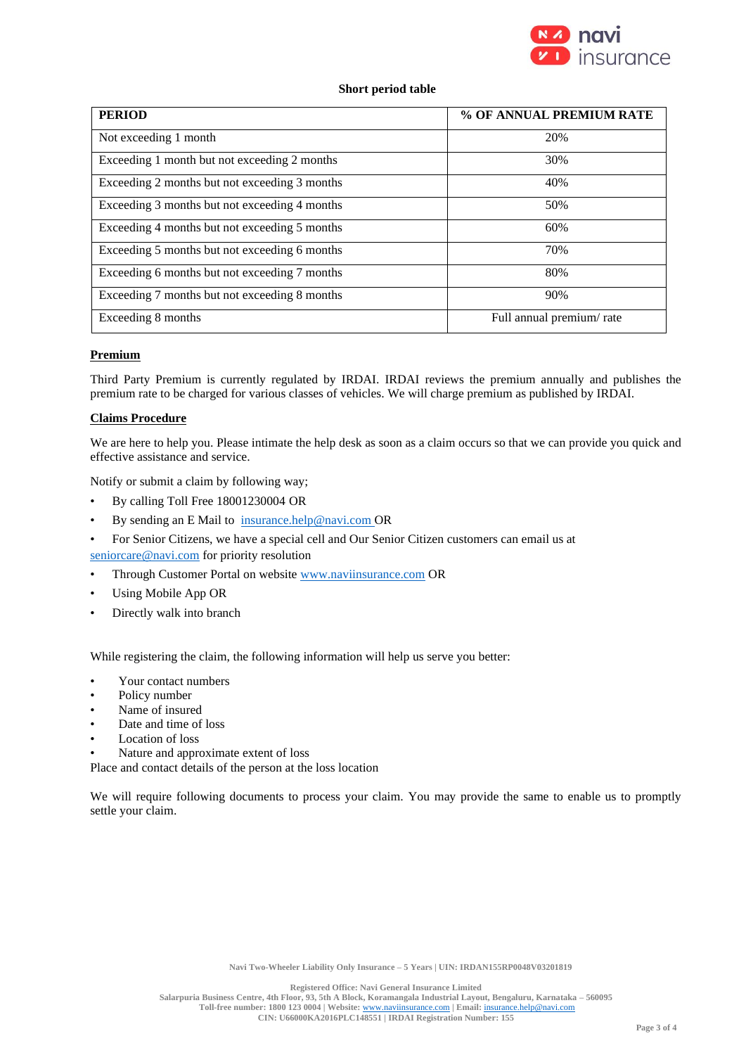**Short period table**

| PERIOD | % OF ANNUAL PREMIUM RATE |
|---|---|
| Not exceeding 1 month | 20% |
| Exceeding 1 month but not exceeding 2 months | 30% |
| Exceeding 2 months but not exceeding 3 months | 40% |
| Exceeding 3 months but not exceeding 4 months | 50% |
| Exceeding 4 months but not exceeding 5 months | 60% |
| Exceeding 5 months but not exceeding 6 months | 70% |
| Exceeding 6 months but not exceeding 7 months | 80% |
| Exceeding 7 months but not exceeding 8 months | 90% |
| Exceeding 8 months | Full annual premium/ rate |

**Premium**

Third Party Premium is currently regulated by IRDAI. IRDAI reviews the premium annually and publishes the premium rate to be charged for various classes of vehicles. We will charge premium as published by IRDAI.

**Claims Procedure**

We are here to help you. Please intimate the help desk as soon as a claim occurs so that we can provide you quick and effective assistance and service.

Notify or submit a claim by following way;

- By calling Toll Free 18001230004 OR
- By sending an E Mail to insurance.help@navi.com OR
- For Senior Citizens, we have a special cell and Our Senior Citizen customers can email us at seniorcare@navi.com for priority resolution
- Through Customer Portal on website www.naviinsurance.com OR
- Using Mobile App OR
- Directly walk into branch

While registering the claim, the following information will help us serve you better:

- Your contact numbers
- Policy number
- Name of insured
- Date and time of loss
- Location of loss
- Nature and approximate extent of loss

Place and contact details of the person at the loss location

We will require following documents to process your claim. You may provide the same to enable us to promptly settle your claim.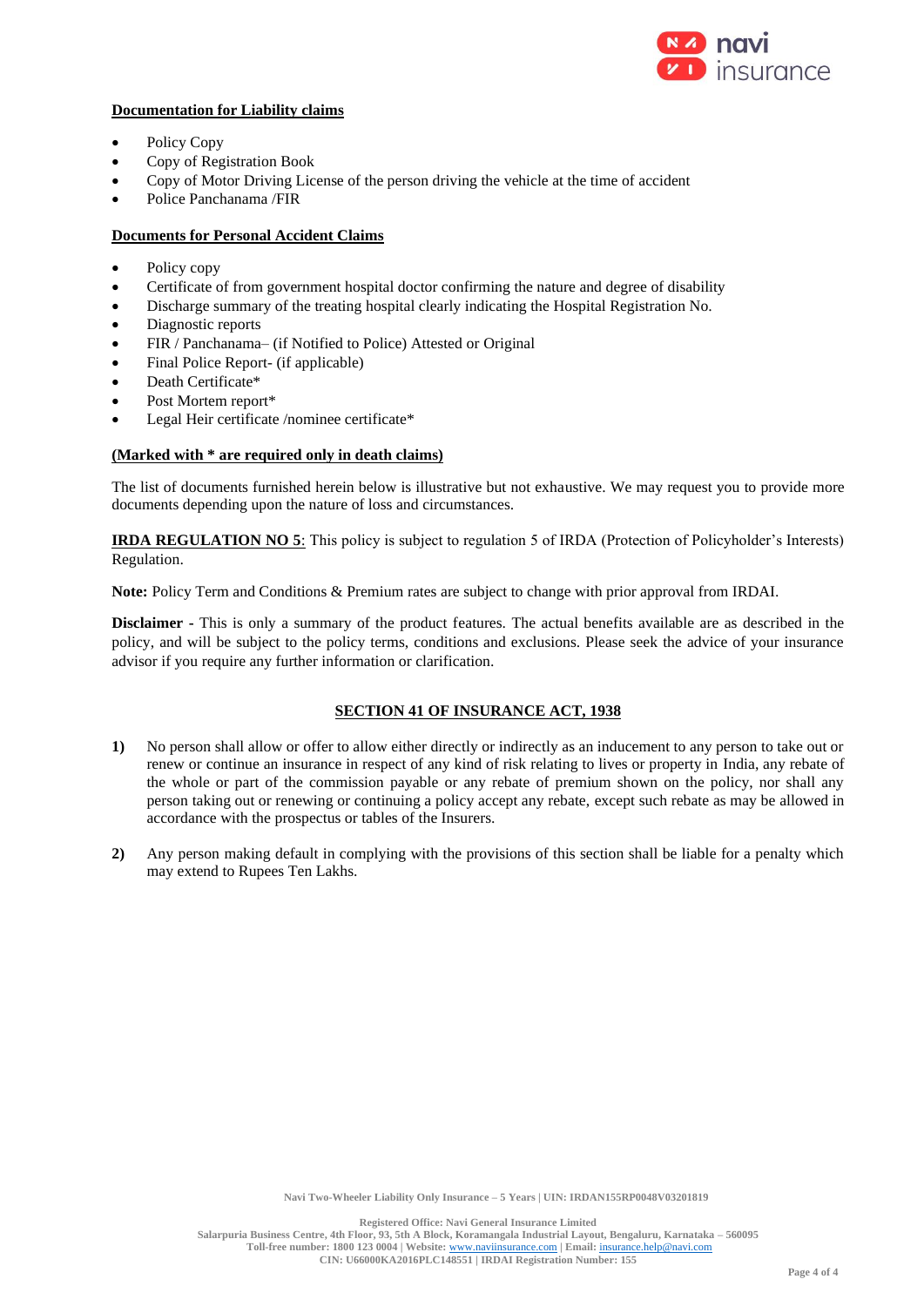**Documentation for Liability claims**

- Policy Copy
- Copy of Registration Book
- Copy of Motor Driving License of the person driving the vehicle at the time of accident
- Police Panchanama /FIR

**Documents for Personal Accident Claims**

- Policy copy
- Certificate of from government hospital doctor confirming the nature and degree of disability
- Discharge summary of the treating hospital clearly indicating the Hospital Registration No.
- Diagnostic reports
- FIR / Panchanama– (if Notified to Police) Attested or Original
- Final Police Report- (if applicable)
- Death Certificate*
- Post Mortem report*
- Legal Heir certificate /nominee certificate*

**(Marked with * are required only in death claims)**

The list of documents furnished herein below is illustrative but not exhaustive. We may request you to provide more documents depending upon the nature of loss and circumstances.

**IRDA REGULATION NO 5**: This policy is subject to regulation 5 of IRDA (Protection of Policyholder's Interests) Regulation.

**Note:** Policy Term and Conditions & Premium rates are subject to change with prior approval from IRDAI.

**Disclaimer -** This is only a summary of the product features. The actual benefits available are as described in the policy, and will be subject to the policy terms, conditions and exclusions. Please seek the advice of your insurance advisor if you require any further information or clarification.

## SECTION 41 OF INSURANCE ACT, 1938

**1)** No person shall allow or offer to allow either directly or indirectly as an inducement to any person to take out or renew or continue an insurance in respect of any kind of risk relating to lives or property in India, any rebate of the whole or part of the commission payable or any rebate of premium shown on the policy, nor shall any person taking out or renewing or continuing a policy accept any rebate, except such rebate as may be allowed in accordance with the prospectus or tables of the Insurers.

**2)** Any person making default in complying with the provisions of this section shall be liable for a penalty which may extend to Rupees Ten Lakhs.